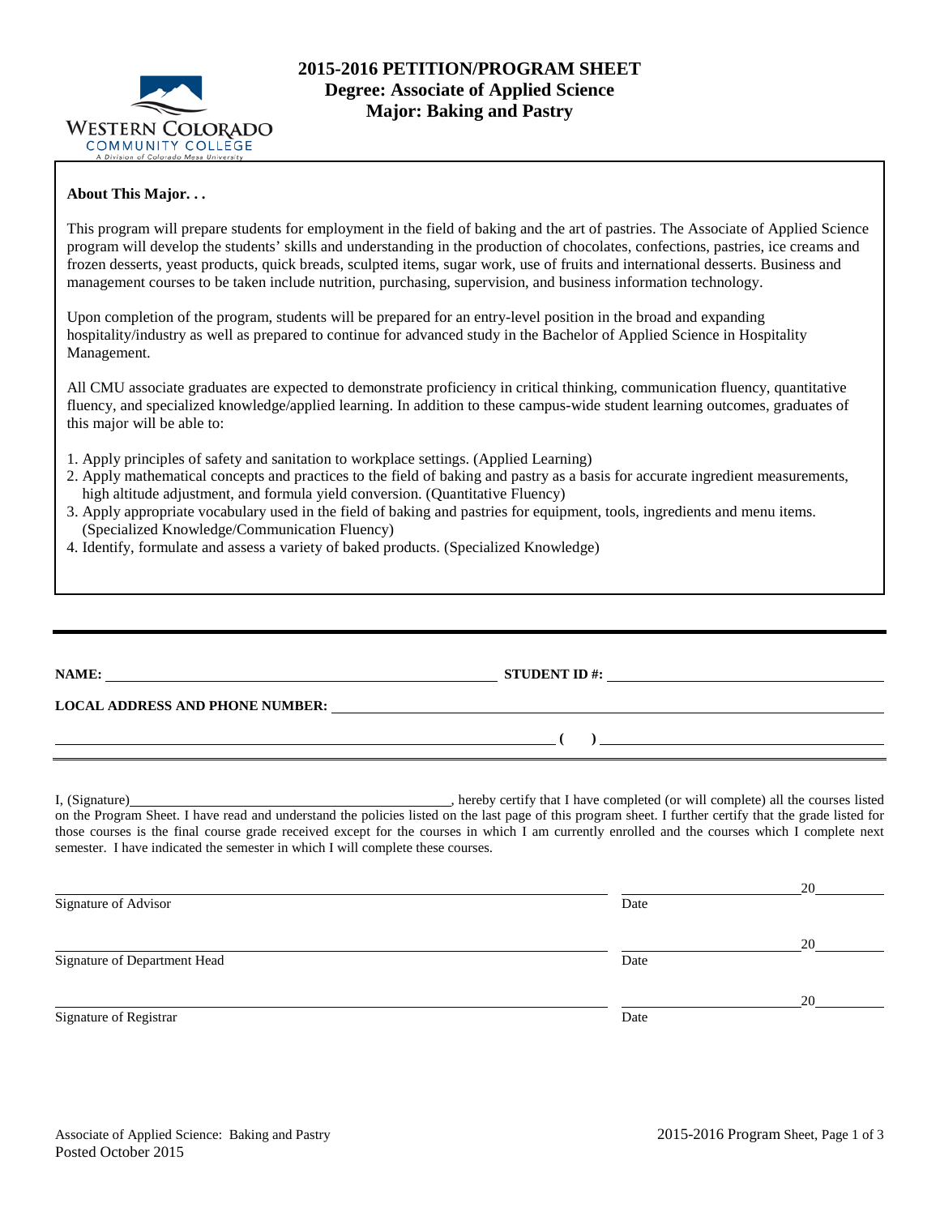# 2015-2016 PETITION/PROGRAM SHEET
## Degree: Associate of Applied Science
## Major: Baking and Pastry

WESTERN COLORADO COMMUNITY COLLEGE
A Division of Colorado Mesa University

**About This Major. . .**

This program will prepare students for employment in the field of baking and the art of pastries. The Associate of Applied Science program will develop the students' skills and understanding in the production of chocolates, confections, pastries, ice creams and frozen desserts, yeast products, quick breads, sculpted items, sugar work, use of fruits and international desserts. Business and management courses to be taken include nutrition, purchasing, supervision, and business information technology.

Upon completion of the program, students will be prepared for an entry-level position in the broad and expanding hospitality/industry as well as prepared to continue for advanced study in the Bachelor of Applied Science in Hospitality Management.

All CMU associate graduates are expected to demonstrate proficiency in critical thinking, communication fluency, quantitative fluency, and specialized knowledge/applied learning. In addition to these campus-wide student learning outcomes, graduates of this major will be able to:

1. Apply principles of safety and sanitation to workplace settings. (Applied Learning)
2. Apply mathematical concepts and practices to the field of baking and pastry as a basis for accurate ingredient measurements, high altitude adjustment, and formula yield conversion. (Quantitative Fluency)
3. Apply appropriate vocabulary used in the field of baking and pastries for equipment, tools, ingredients and menu items. (Specialized Knowledge/Communication Fluency)
4. Identify, formulate and assess a variety of baked products. (Specialized Knowledge)

---

**NAME:** ____________________ **STUDENT ID #:** ____________________

**LOCAL ADDRESS AND PHONE NUMBER:** ____________________

____________________ **( )** ____________________

I, (Signature)____________________, hereby certify that I have completed (or will complete) all the courses listed on the Program Sheet. I have read and understand the policies listed on the last page of this program sheet. I further certify that the grade listed for those courses is the final course grade received except for the courses in which I am currently enrolled and the courses which I complete next semester. I have indicated the semester in which I will complete these courses.

____________________ ____________________20____
Signature of Advisor Date

____________________ ____________________20____
Signature of Department Head Date

____________________ ____________________20____
Signature of Registrar Date

Associate of Applied Science: Baking and Pastry
Posted October 2015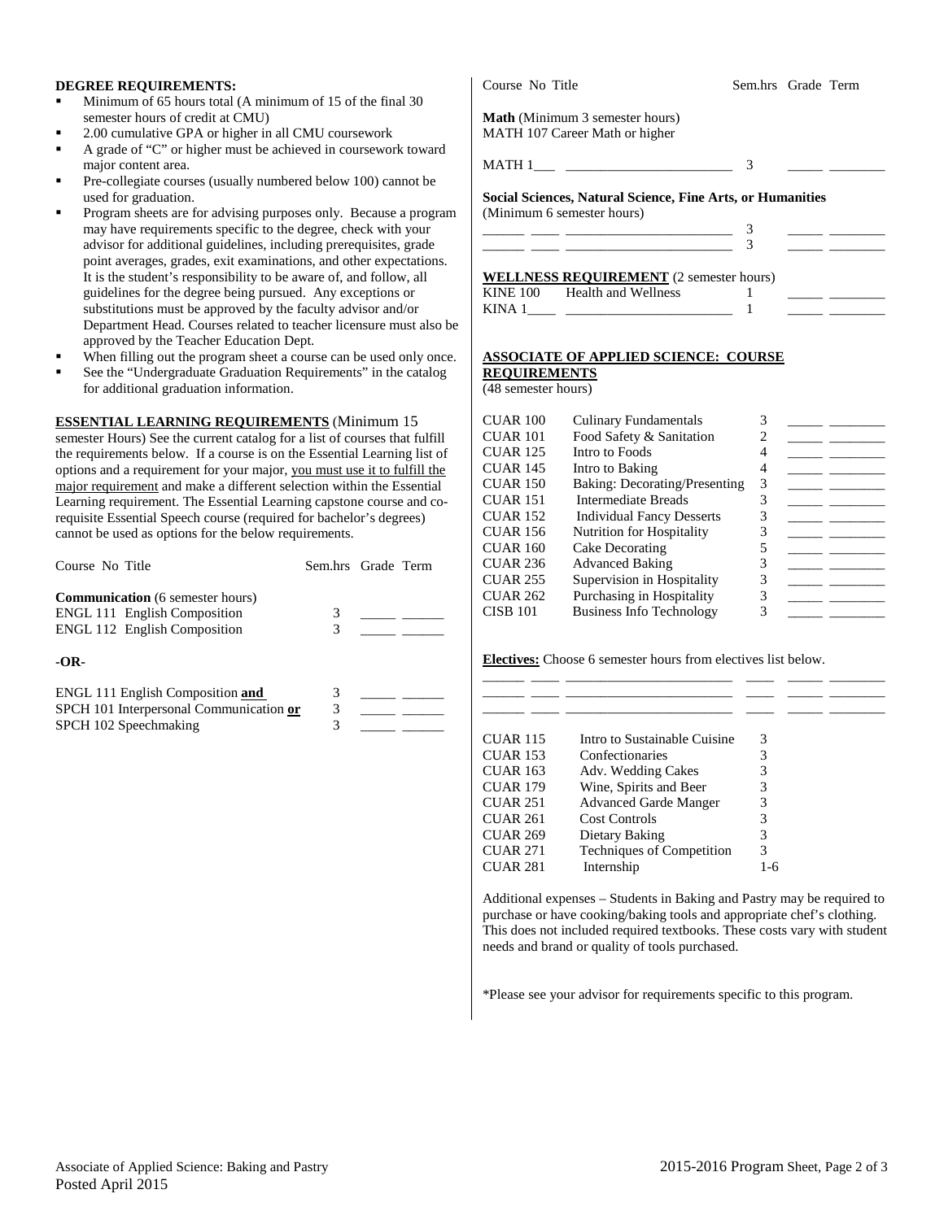**DEGREE REQUIREMENTS:**

- Minimum of 65 hours total (A minimum of 15 of the final 30 semester hours of credit at CMU)
- 2.00 cumulative GPA or higher in all CMU coursework
- A grade of "C" or higher must be achieved in coursework toward major content area.
- Pre-collegiate courses (usually numbered below 100) cannot be used for graduation.
- Program sheets are for advising purposes only. Because a program may have requirements specific to the degree, check with your advisor for additional guidelines, including prerequisites, grade point averages, grades, exit examinations, and other expectations. It is the student's responsibility to be aware of, and follow, all guidelines for the degree being pursued. Any exceptions or substitutions must be approved by the faculty advisor and/or Department Head. Courses related to teacher licensure must also be approved by the Teacher Education Dept.
- When filling out the program sheet a course can be used only once.
- See the "Undergraduate Graduation Requirements" in the catalog for additional graduation information.

**ESSENTIAL LEARNING REQUIREMENTS** (Minimum 15 semester Hours) See the current catalog for a list of courses that fulfill the requirements below. If a course is on the Essential Learning list of options and a requirement for your major, you must use it to fulfill the major requirement and make a different selection within the Essential Learning requirement. The Essential Learning capstone course and co-requisite Essential Speech course (required for bachelor's degrees) cannot be used as options for the below requirements.

| Course No Title | Sem.hrs | Grade | Term |
|---|---|---|---|
| **Communication** (6 semester hours) | | | |
| ENGL 111 English Composition | 3 | _____ | ______ |
| ENGL 112 English Composition | 3 | _____ | ______ |
| **-OR-** | | | |
| ENGL 111 English Composition **and** | 3 | _____ | ______ |
| SPCH 101 Interpersonal Communication **or** | 3 | _____ | ______ |
| SPCH 102 Speechmaking | 3 | _____ | ______ |

| Course No Title | Sem.hrs | Grade | Term |
|---|---|---|---|
| **Math** (Minimum 3 semester hours) MATH 107 Career Math or higher | | | |
| MATH 1___ ________________________ | 3 | _____ | ________ |
| **Social Sciences, Natural Science, Fine Arts, or Humanities** (Minimum 6 semester hours) | | | |
| ______ ____ ________________________ | 3 | _____ | ________ |
| ______ ____ ________________________ | 3 | _____ | ________ |

**WELLNESS REQUIREMENT** (2 semester hours)

| Course | Title | Sem.hrs | Grade | Term |
|---|---|---|---|---|
| KINE 100 | Health and Wellness | 1 | _____ | ________ |
| KINA 1____ | ________________________ | 1 | _____ | ________ |

**ASSOCIATE OF APPLIED SCIENCE: COURSE REQUIREMENTS**
(48 semester hours)

| Course | Title | Sem.hrs | Grade | Term |
|---|---|---|---|---|
| CUAR 100 | Culinary Fundamentals | 3 | _____ | ________ |
| CUAR 101 | Food Safety & Sanitation | 2 | _____ | ________ |
| CUAR 125 | Intro to Foods | 4 | _____ | ________ |
| CUAR 145 | Intro to Baking | 4 | _____ | ________ |
| CUAR 150 | Baking: Decorating/Presenting | 3 | _____ | ________ |
| CUAR 151 | Intermediate Breads | 3 | _____ | ________ |
| CUAR 152 | Individual Fancy Desserts | 3 | _____ | ________ |
| CUAR 156 | Nutrition for Hospitality | 3 | _____ | ________ |
| CUAR 160 | Cake Decorating | 5 | _____ | ________ |
| CUAR 236 | Advanced Baking | 3 | _____ | ________ |
| CUAR 255 | Supervision in Hospitality | 3 | _____ | ________ |
| CUAR 262 | Purchasing in Hospitality | 3 | _____ | ________ |
| CISB 101 | Business Info Technology | 3 | _____ | ________ |

**Electives:** Choose 6 semester hours from electives list below.

______ ____ ________________________ ____ _____ ________
______ ____ ________________________ ____ _____ ________
______ ____ ________________________ ____ _____ ________

| Course | Title | Sem.hrs |
|---|---|---|
| CUAR 115 | Intro to Sustainable Cuisine | 3 |
| CUAR 153 | Confectionaries | 3 |
| CUAR 163 | Adv. Wedding Cakes | 3 |
| CUAR 179 | Wine, Spirits and Beer | 3 |
| CUAR 251 | Advanced Garde Manger | 3 |
| CUAR 261 | Cost Controls | 3 |
| CUAR 269 | Dietary Baking | 3 |
| CUAR 271 | Techniques of Competition | 3 |
| CUAR 281 | Internship | 1-6 |

Additional expenses – Students in Baking and Pastry may be required to purchase or have cooking/baking tools and appropriate chef's clothing. This does not included required textbooks. These costs vary with student needs and brand or quality of tools purchased.

*Please see your advisor for requirements specific to this program.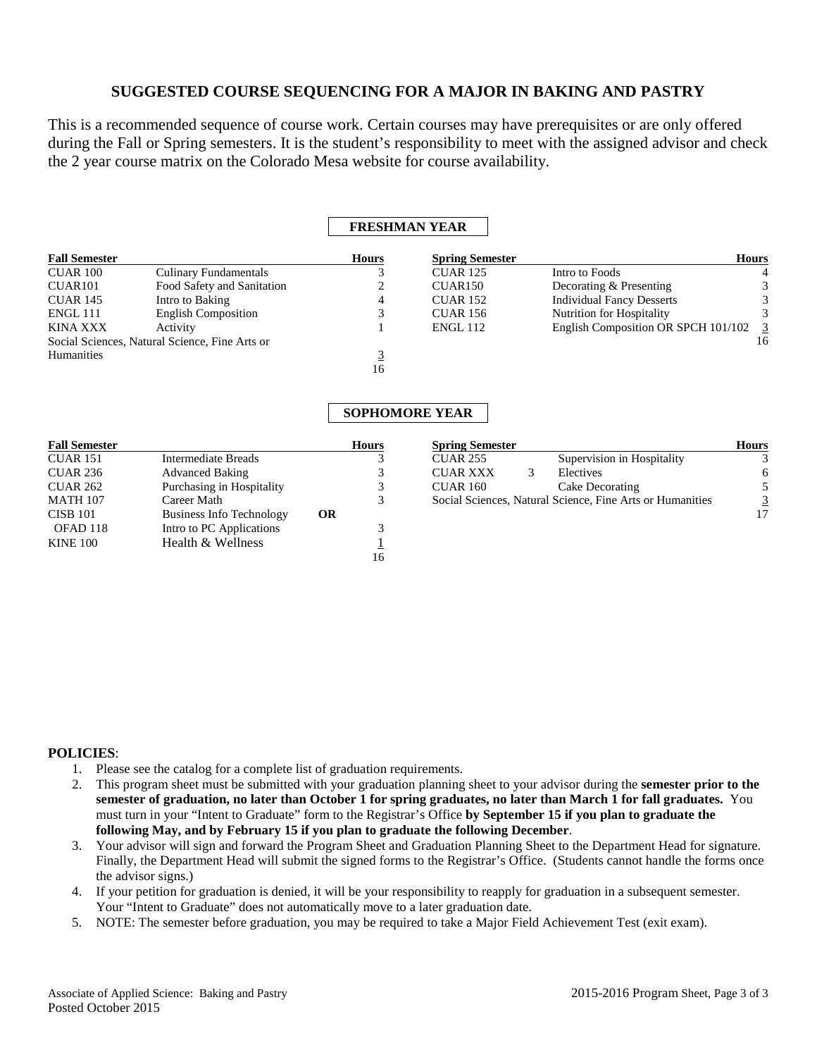## SUGGESTED COURSE SEQUENCING FOR A MAJOR IN BAKING AND PASTRY

This is a recommended sequence of course work. Certain courses may have prerequisites or are only offered during the Fall or Spring semesters. It is the student's responsibility to meet with the assigned advisor and check the 2 year course matrix on the Colorado Mesa website for course availability.

### FRESHMAN YEAR

| Fall Semester | | Hours |
|---|---|---|
| CUAR 100 | Culinary Fundamentals | 3 |
| CUAR101 | Food Safety and Sanitation | 2 |
| CUAR 145 | Intro to Baking | 4 |
| ENGL 111 | English Composition | 3 |
| KINA XXX | Activity | 1 |
| Social Sciences, Natural Science, Fine Arts or Humanities | | 3 |
| | | 16 |

| Spring Semester | | Hours |
|---|---|---|
| CUAR 125 | Intro to Foods | 4 |
| CUAR150 | Decorating & Presenting | 3 |
| CUAR 152 | Individual Fancy Desserts | 3 |
| CUAR 156 | Nutrition for Hospitality | 3 |
| ENGL 112 | English Composition OR SPCH 101/102 | 3 |
| | | 16 |

### SOPHOMORE YEAR

| Fall Semester | | | Hours |
|---|---|---|---|
| CUAR 151 | Intermediate Breads | | 3 |
| CUAR 236 | Advanced Baking | | 3 |
| CUAR 262 | Purchasing in Hospitality | | 3 |
| MATH 107 | Career Math | | 3 |
| CISB 101 | Business Info Technology | **OR** | |
| OFAD 118 | Intro to PC Applications | | 3 |
| KINE 100 | Health & Wellness | | 1 |
| | | | 16 |

| Spring Semester | | | Hours |
|---|---|---|---|
| CUAR 255 | | Supervision in Hospitality | 3 |
| CUAR XXX | 3 | Electives | 6 |
| CUAR 160 | | Cake Decorating | 5 |
| Social Sciences, Natural Science, Fine Arts or Humanities | | | 3 |
| | | | 17 |

**POLICIES**:

1. Please see the catalog for a complete list of graduation requirements.
2. This program sheet must be submitted with your graduation planning sheet to your advisor during the **semester prior to the semester of graduation, no later than October 1 for spring graduates, no later than March 1 for fall graduates.** You must turn in your "Intent to Graduate" form to the Registrar's Office **by September 15 if you plan to graduate the following May, and by February 15 if you plan to graduate the following December**.
3. Your advisor will sign and forward the Program Sheet and Graduation Planning Sheet to the Department Head for signature. Finally, the Department Head will submit the signed forms to the Registrar's Office. (Students cannot handle the forms once the advisor signs.)
4. If your petition for graduation is denied, it will be your responsibility to reapply for graduation in a subsequent semester. Your "Intent to Graduate" does not automatically move to a later graduation date.
5. NOTE: The semester before graduation, you may be required to take a Major Field Achievement Test (exit exam).

Associate of Applied Science: Baking and Pastry
Posted October 2015